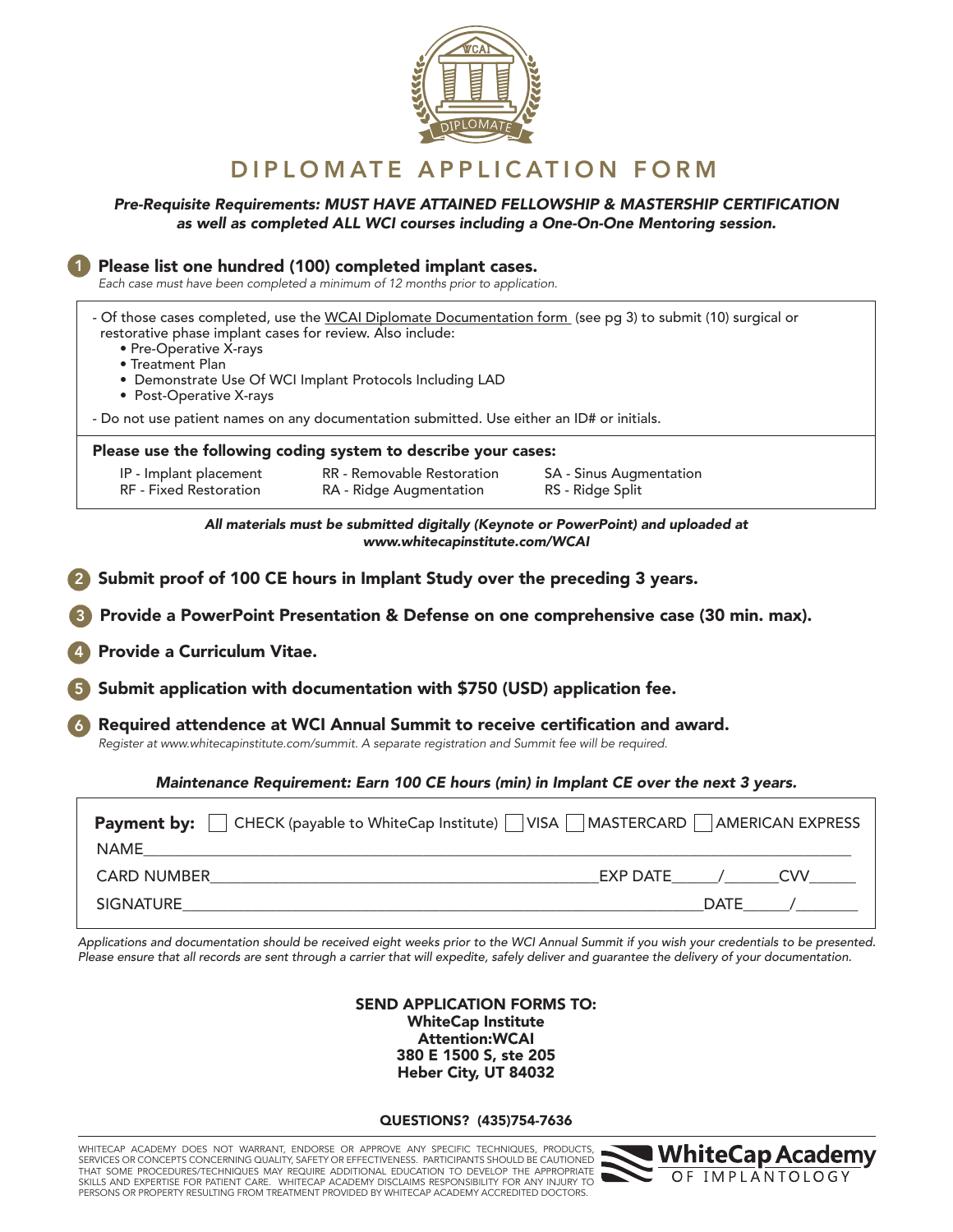# DIPLOMATE APPLICATION FORM

***Pre-Requisite Requirements: MUST HAVE ATTAINED FELLOWSHIP & MASTERSHIP CERTIFICATION as well as completed ALL WCI courses including a One-On-One Mentoring session.***

**1 Please list one hundred (100) completed implant cases.**
*Each case must have been completed a minimum of 12 months prior to application.*

- Of those cases completed, use the WCAI Diplomate Documentation form (see pg 3) to submit (10) surgical or restorative phase implant cases for review. Also include:
  - Pre-Operative X-rays
  - Treatment Plan
  - Demonstrate Use Of WCI Implant Protocols Including LAD
  - Post-Operative X-rays
- Do not use patient names on any documentation submitted. Use either an ID# or initials.

**Please use the following coding system to describe your cases:**

| | | |
|---|---|---|
| IP - Implant placement | RR - Removable Restoration | SA - Sinus Augmentation |
| RF - Fixed Restoration | RA - Ridge Augmentation | RS - Ridge Split |

***All materials must be submitted digitally (Keynote or PowerPoint) and uploaded at www.whitecapinstitute.com/WCAI***

**2 Submit proof of 100 CE hours in Implant Study over the preceding 3 years.**

**3 Provide a PowerPoint Presentation & Defense on one comprehensive case (30 min. max).**

**4 Provide a Curriculum Vitae.**

**5 Submit application with documentation with $750 (USD) application fee.**

**6 Required attendence at WCI Annual Summit to receive certification and award.**
*Register at www.whitecapinstitute.com/summit. A separate registration and Summit fee will be required.*

***Maintenance Requirement: Earn 100 CE hours (min) in Implant CE over the next 3 years.***

**Payment by:** ☐ CHECK (payable to WhiteCap Institute) ☐ VISA ☐ MASTERCARD ☐ AMERICAN EXPRESS

NAME_______________________________________________

CARD NUMBER_______________________________ EXP DATE_____/______ CVV______

SIGNATURE__________________________________________ DATE_____/_______

*Applications and documentation should be received eight weeks prior to the WCI Annual Summit if you wish your credentials to be presented. Please ensure that all records are sent through a carrier that will expedite, safely deliver and guarantee the delivery of your documentation.*

**SEND APPLICATION FORMS TO:**
**WhiteCap Institute**
**Attention:WCAI**
**380 E 1500 S, ste 205**
**Heber City, UT 84032**

**QUESTIONS? (435)754-7636**

WHITECAP ACADEMY DOES NOT WARRANT, ENDORSE OR APPROVE ANY SPECIFIC TECHNIQUES, PRODUCTS, SERVICES OR CONCEPTS CONCERNING QUALITY, SAFETY OR EFFECTIVENESS. PARTICIPANTS SHOULD BE CAUTIONED THAT SOME PROCEDURES/TECHNIQUES MAY REQUIRE ADDITIONAL EDUCATION TO DEVELOP THE APPROPRIATE SKILLS AND EXPERTISE FOR PATIENT CARE. WHITECAP ACADEMY DISCLAIMS RESPONSIBILITY FOR ANY INJURY TO PERSONS OR PROPERTY RESULTING FROM TREATMENT PROVIDED BY WHITECAP ACADEMY ACCREDITED DOCTORS.

WhiteCap Academy OF IMPLANTOLOGY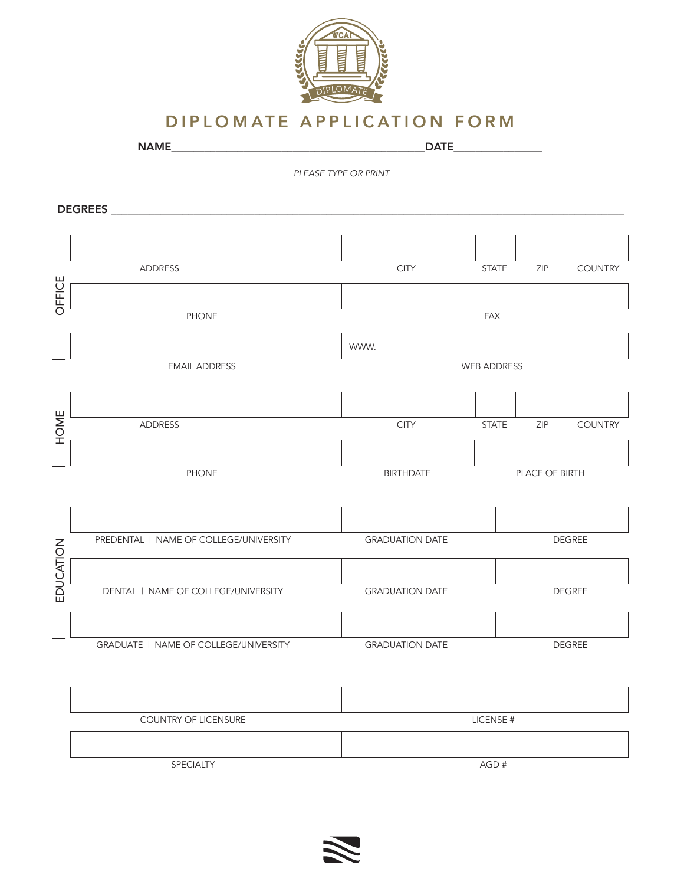# DIPLOMATE APPLICATION FORM

NAME_______________________________________________DATE________________

*PLEASE TYPE OR PRINT*

DEGREES ___________________________________________________________________________________

**OFFICE**

| | | | | |
|---|---|---|---|---|
| | | | | |
| ADDRESS | CITY | STATE | ZIP | COUNTRY |
| | | | | |
| PHONE | FAX | | | |
| | www. | | | |
| EMAIL ADDRESS | WEB ADDRESS | | | |

**HOME**

| | | | | |
|---|---|---|---|---|
| | | | | |
| ADDRESS | CITY | STATE | ZIP | COUNTRY |
| | | | | |
| PHONE | BIRTHDATE | PLACE OF BIRTH | | |

**EDUCATION**

| | | |
|---|---|---|
| | | |
| PREDENTAL I NAME OF COLLEGE/UNIVERSITY | GRADUATION DATE | DEGREE |
| | | |
| DENTAL I NAME OF COLLEGE/UNIVERSITY | GRADUATION DATE | DEGREE |
| | | |
| GRADUATE I NAME OF COLLEGE/UNIVERSITY | GRADUATION DATE | DEGREE |

| | |
|---|---|
| | |
| COUNTRY OF LICENSURE | LICENSE # |
| | |
| SPECIALTY | AGD # |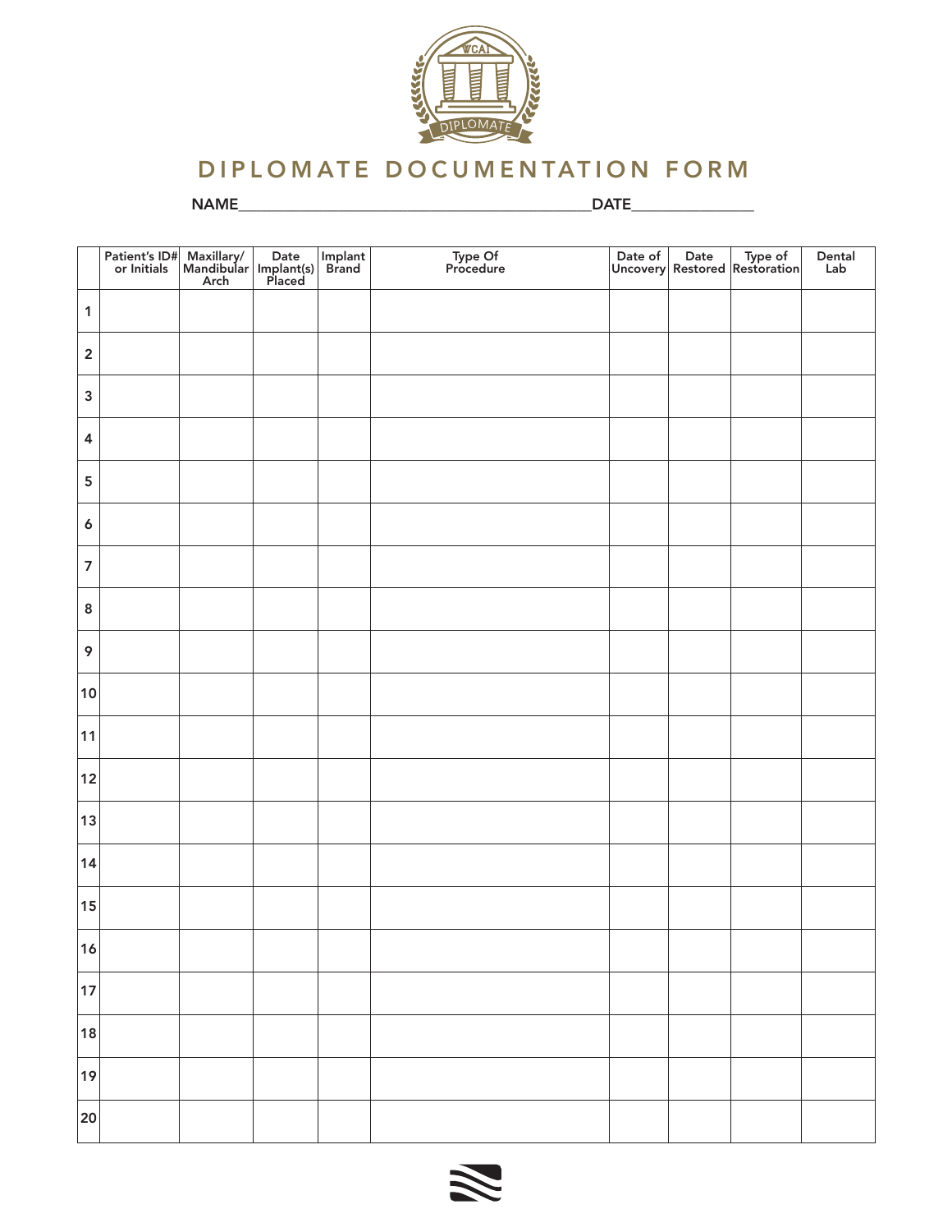# DIPLOMATE DOCUMENTATION FORM

NAME_______________________________________DATE_____________

| | Patient's ID# or Initials | Maxillary/ Mandibular Arch | Date Implant(s) Placed | Implant Brand | Type Of Procedure | Date of Uncovery | Date Restored | Type of Restoration | Dental Lab |
|---|---|---|---|---|---|---|---|---|---|
| 1 | | | | | | | | | |
| 2 | | | | | | | | | |
| 3 | | | | | | | | | |
| 4 | | | | | | | | | |
| 5 | | | | | | | | | |
| 6 | | | | | | | | | |
| 7 | | | | | | | | | |
| 8 | | | | | | | | | |
| 9 | | | | | | | | | |
| 10 | | | | | | | | | |
| 11 | | | | | | | | | |
| 12 | | | | | | | | | |
| 13 | | | | | | | | | |
| 14 | | | | | | | | | |
| 15 | | | | | | | | | |
| 16 | | | | | | | | | |
| 17 | | | | | | | | | |
| 18 | | | | | | | | | |
| 19 | | | | | | | | | |
| 20 | | | | | | | | | |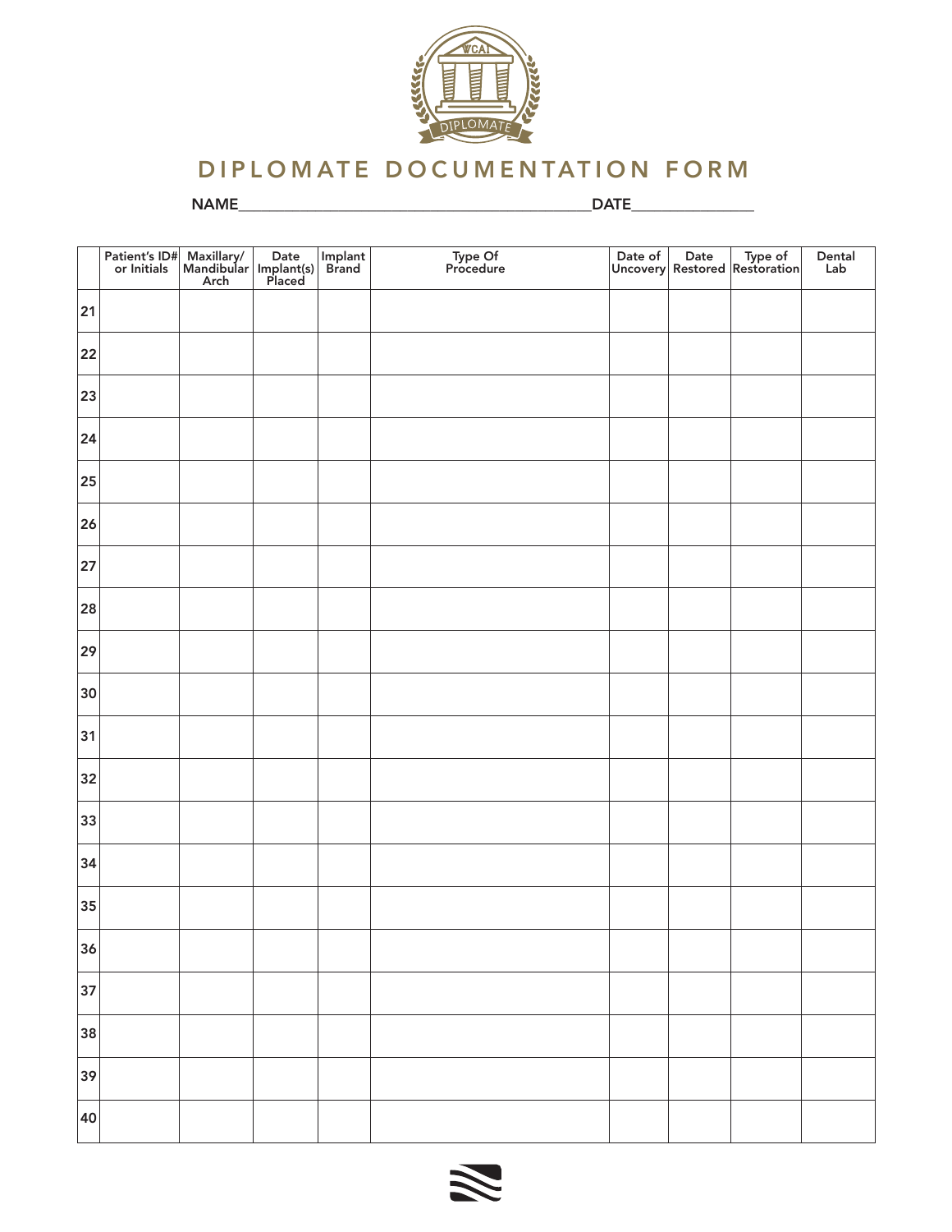# DIPLOMATE DOCUMENTATION FORM

NAME_______________________________________________DATE________________

| | Patient's ID# or Initials | Maxillary/ Mandibular Arch | Date Implant(s) Placed | Implant Brand | Type Of Procedure | Date of Uncovery | Date Restored | Type of Restoration | Dental Lab |
|---|---|---|---|---|---|---|---|---|---|
| 21 | | | | | | | | | |
| 22 | | | | | | | | | |
| 23 | | | | | | | | | |
| 24 | | | | | | | | | |
| 25 | | | | | | | | | |
| 26 | | | | | | | | | |
| 27 | | | | | | | | | |
| 28 | | | | | | | | | |
| 29 | | | | | | | | | |
| 30 | | | | | | | | | |
| 31 | | | | | | | | | |
| 32 | | | | | | | | | |
| 33 | | | | | | | | | |
| 34 | | | | | | | | | |
| 35 | | | | | | | | | |
| 36 | | | | | | | | | |
| 37 | | | | | | | | | |
| 38 | | | | | | | | | |
| 39 | | | | | | | | | |
| 40 | | | | | | | | | |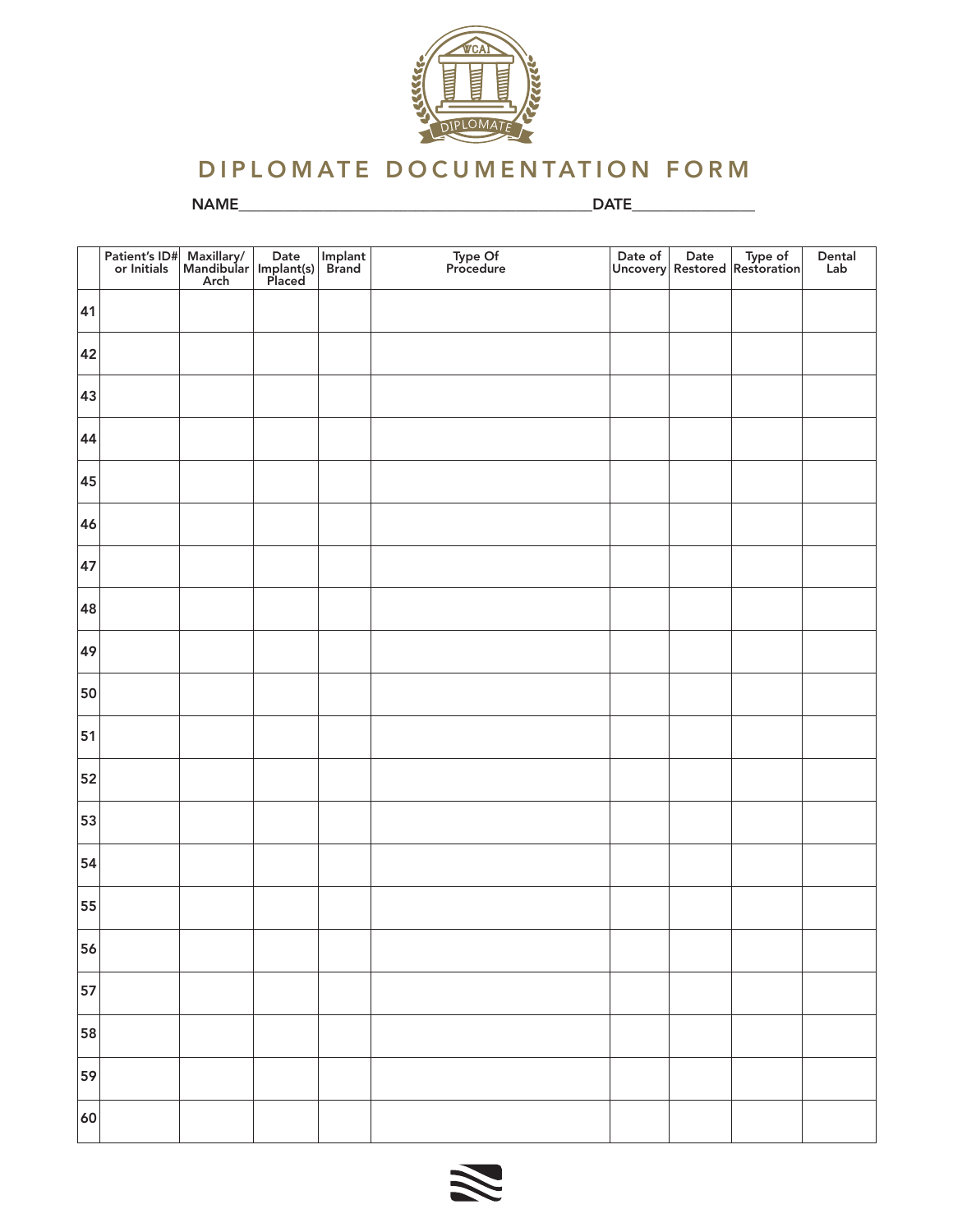# DIPLOMATE DOCUMENTATION FORM

NAME___________________________________________DATE_______________

| | Patient's ID# or Initials | Maxillary/ Mandibular Arch | Date Implant(s) Placed | Implant Brand | Type Of Procedure | Date of Uncovery | Date Restored | Type of Restoration | Dental Lab |
|---|---|---|---|---|---|---|---|---|---|
| 41 | | | | | | | | | |
| 42 | | | | | | | | | |
| 43 | | | | | | | | | |
| 44 | | | | | | | | | |
| 45 | | | | | | | | | |
| 46 | | | | | | | | | |
| 47 | | | | | | | | | |
| 48 | | | | | | | | | |
| 49 | | | | | | | | | |
| 50 | | | | | | | | | |
| 51 | | | | | | | | | |
| 52 | | | | | | | | | |
| 53 | | | | | | | | | |
| 54 | | | | | | | | | |
| 55 | | | | | | | | | |
| 56 | | | | | | | | | |
| 57 | | | | | | | | | |
| 58 | | | | | | | | | |
| 59 | | | | | | | | | |
| 60 | | | | | | | | | |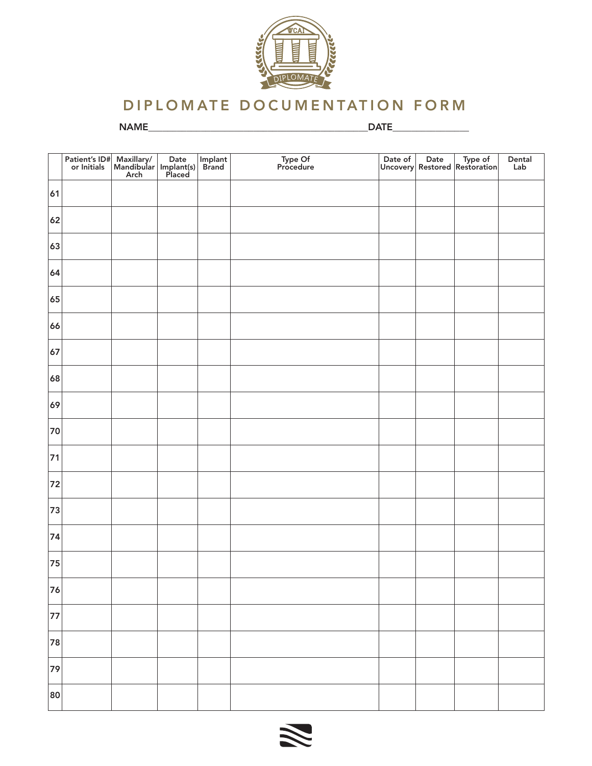# DIPLOMATE DOCUMENTATION FORM

NAME\_\_\_\_\_\_\_\_\_\_\_\_\_\_\_\_\_\_\_\_\_\_\_\_\_\_\_\_\_\_\_\_\_\_\_\_\_\_\_\_DATE\_\_\_\_\_\_\_\_\_\_\_\_\_\_

| | Patient's ID# or Initials | Maxillary/ Mandibular Arch | Date Implant(s) Placed | Implant Brand | Type Of Procedure | Date of Uncovery | Date Restored | Type of Restoration | Dental Lab |
|---|---|---|---|---|---|---|---|---|---|
| 61 | | | | | | | | | |
| 62 | | | | | | | | | |
| 63 | | | | | | | | | |
| 64 | | | | | | | | | |
| 65 | | | | | | | | | |
| 66 | | | | | | | | | |
| 67 | | | | | | | | | |
| 68 | | | | | | | | | |
| 69 | | | | | | | | | |
| 70 | | | | | | | | | |
| 71 | | | | | | | | | |
| 72 | | | | | | | | | |
| 73 | | | | | | | | | |
| 74 | | | | | | | | | |
| 75 | | | | | | | | | |
| 76 | | | | | | | | | |
| 77 | | | | | | | | | |
| 78 | | | | | | | | | |
| 79 | | | | | | | | | |
| 80 | | | | | | | | | |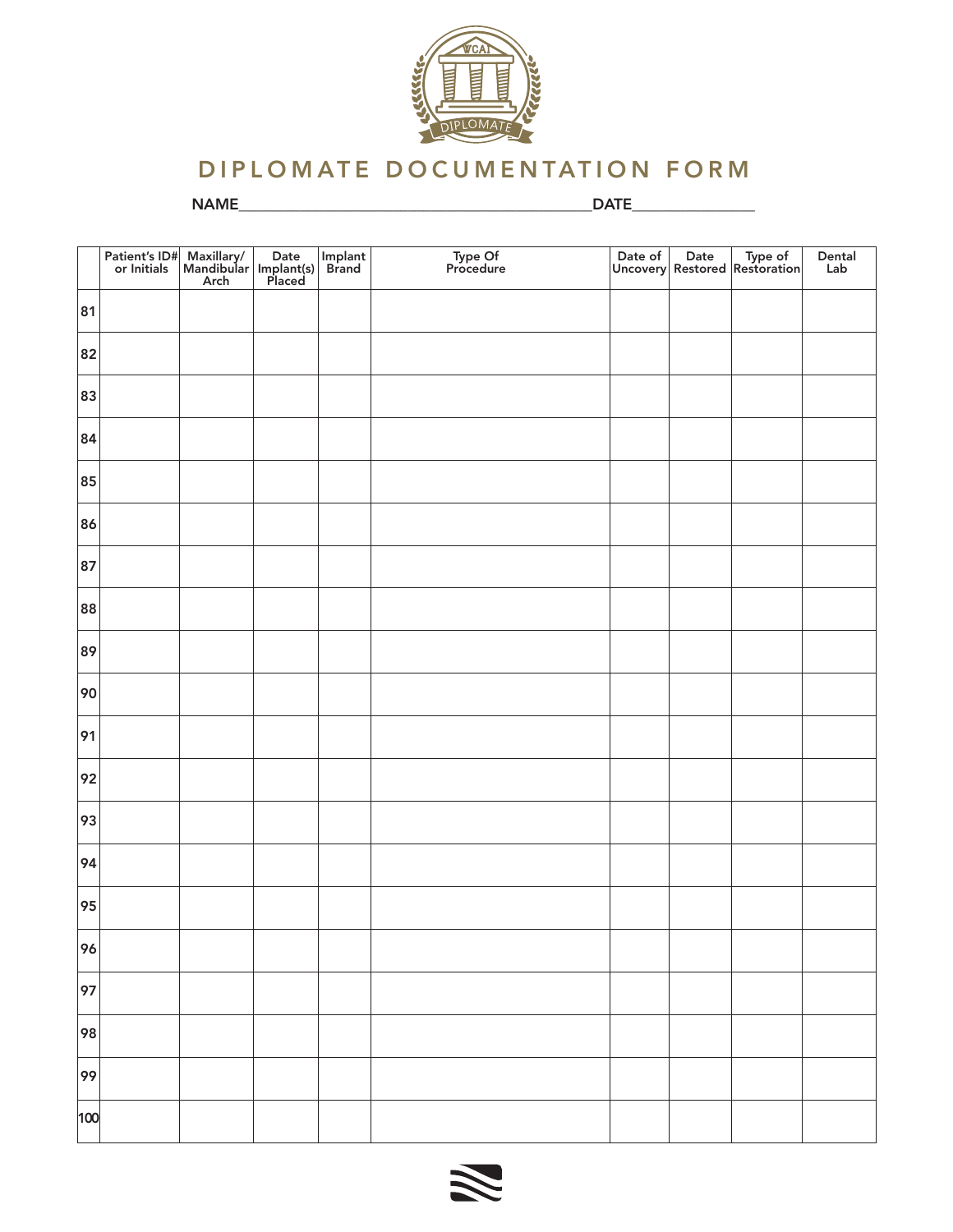# DIPLOMATE DOCUMENTATION FORM

NAME_________________________________________DATE______________

| | Patient's ID# or Initials | Maxillary/ Mandibular Arch | Date Implant(s) Placed | Implant Brand | Type Of Procedure | Date of Uncovery | Date Restored | Type of Restoration | Dental Lab |
|---|---|---|---|---|---|---|---|---|---|
| 81 | | | | | | | | | |
| 82 | | | | | | | | | |
| 83 | | | | | | | | | |
| 84 | | | | | | | | | |
| 85 | | | | | | | | | |
| 86 | | | | | | | | | |
| 87 | | | | | | | | | |
| 88 | | | | | | | | | |
| 89 | | | | | | | | | |
| 90 | | | | | | | | | |
| 91 | | | | | | | | | |
| 92 | | | | | | | | | |
| 93 | | | | | | | | | |
| 94 | | | | | | | | | |
| 95 | | | | | | | | | |
| 96 | | | | | | | | | |
| 97 | | | | | | | | | |
| 98 | | | | | | | | | |
| 99 | | | | | | | | | |
| 100 | | | | | | | | | |